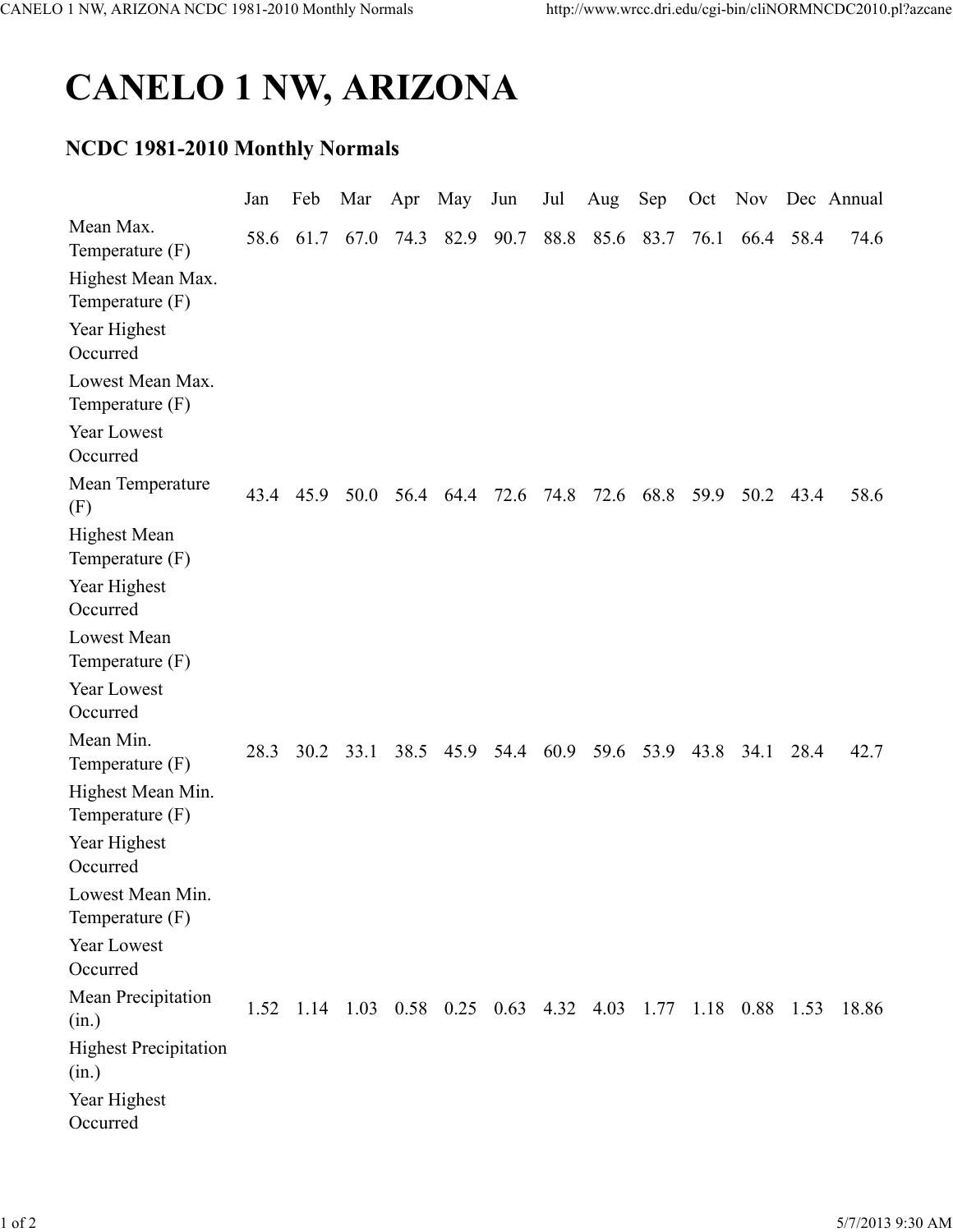# CANELO 1 NW, ARIZONA

## NCDC 1981-2010 Monthly Normals

| | Jan | Feb | Mar | Apr | May | Jun | Jul | Aug | Sep | Oct | Nov | Dec | Annual |
|---|---|---|---|---|---|---|---|---|---|---|---|---|---|
| Mean Max. Temperature (F) | 58.6 | 61.7 | 67.0 | 74.3 | 82.9 | 90.7 | 88.8 | 85.6 | 83.7 | 76.1 | 66.4 | 58.4 | 74.6 |
| Highest Mean Max. Temperature (F) | | | | | | | | | | | | | |
| Year Highest Occurred | | | | | | | | | | | | | |
| Lowest Mean Max. Temperature (F) | | | | | | | | | | | | | |
| Year Lowest Occurred | | | | | | | | | | | | | |
| Mean Temperature (F) | 43.4 | 45.9 | 50.0 | 56.4 | 64.4 | 72.6 | 74.8 | 72.6 | 68.8 | 59.9 | 50.2 | 43.4 | 58.6 |
| Highest Mean Temperature (F) | | | | | | | | | | | | | |
| Year Highest Occurred | | | | | | | | | | | | | |
| Lowest Mean Temperature (F) | | | | | | | | | | | | | |
| Year Lowest Occurred | | | | | | | | | | | | | |
| Mean Min. Temperature (F) | 28.3 | 30.2 | 33.1 | 38.5 | 45.9 | 54.4 | 60.9 | 59.6 | 53.9 | 43.8 | 34.1 | 28.4 | 42.7 |
| Highest Mean Min. Temperature (F) | | | | | | | | | | | | | |
| Year Highest Occurred | | | | | | | | | | | | | |
| Lowest Mean Min. Temperature (F) | | | | | | | | | | | | | |
| Year Lowest Occurred | | | | | | | | | | | | | |
| Mean Precipitation (in.) | 1.52 | 1.14 | 1.03 | 0.58 | 0.25 | 0.63 | 4.32 | 4.03 | 1.77 | 1.18 | 0.88 | 1.53 | 18.86 |
| Highest Precipitation (in.) | | | | | | | | | | | | | |
| Year Highest Occurred | | | | | | | | | | | | | |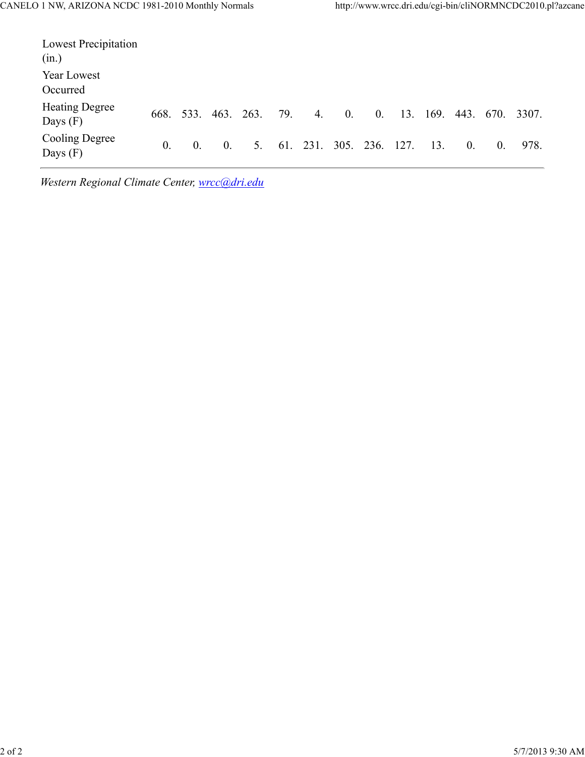| | | | | | | | | | | | | | |
|---|---|---|---|---|---|---|---|---|---|---|---|---|---|
| Lowest Precipitation (in.) | | | | | | | | | | | | | |
| Year Lowest Occurred | | | | | | | | | | | | | |
| Heating Degree Days (F) | 668. | 533. | 463. | 263. | 79. | 4. | 0. | 0. | 13. | 169. | 443. | 670. | 3307. |
| Cooling Degree Days (F) | 0. | 0. | 0. | 5. | 61. | 231. | 305. | 236. | 127. | 13. | 0. | 0. | 978. |

*Western Regional Climate Center, wrcc@dri.edu*